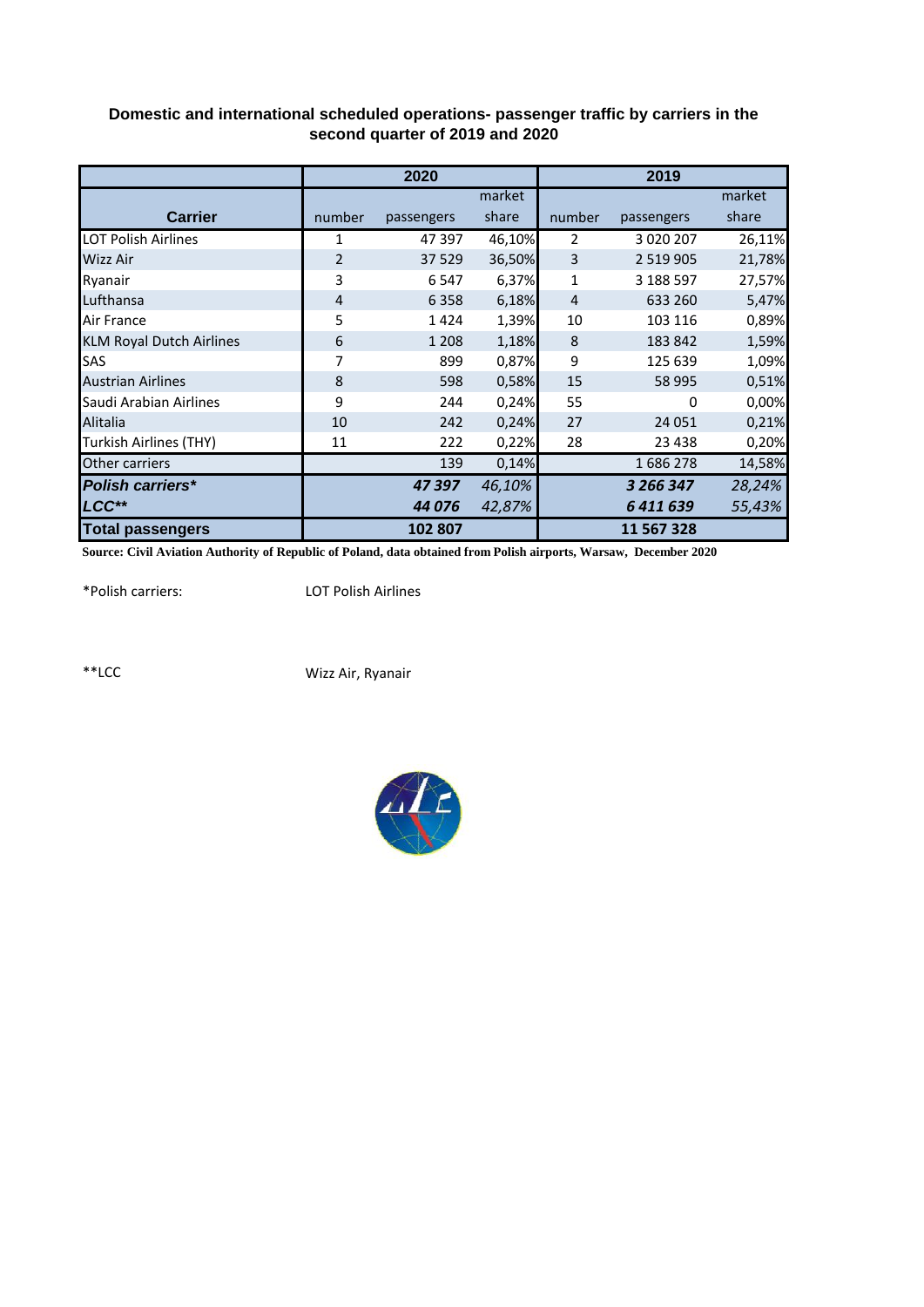## Domestic and international scheduled operations- passenger traffic by carriers in the second quarter of 2019 and 2020

| Carrier | 2020 | | | 2019 | | |
|---|---|---|---|---|---|---|
| | number | passengers | market share | number | passengers | market share |
| LOT Polish Airlines | 1 | 47 397 | 46,10% | 2 | 3 020 207 | 26,11% |
| Wizz Air | 2 | 37 529 | 36,50% | 3 | 2 519 905 | 21,78% |
| Ryanair | 3 | 6 547 | 6,37% | 1 | 3 188 597 | 27,57% |
| Lufthansa | 4 | 6 358 | 6,18% | 4 | 633 260 | 5,47% |
| Air France | 5 | 1 424 | 1,39% | 10 | 103 116 | 0,89% |
| KLM Royal Dutch Airlines | 6 | 1 208 | 1,18% | 8 | 183 842 | 1,59% |
| SAS | 7 | 899 | 0,87% | 9 | 125 639 | 1,09% |
| Austrian Airlines | 8 | 598 | 0,58% | 15 | 58 995 | 0,51% |
| Saudi Arabian Airlines | 9 | 244 | 0,24% | 55 | 0 | 0,00% |
| Alitalia | 10 | 242 | 0,24% | 27 | 24 051 | 0,21% |
| Turkish Airlines (THY) | 11 | 222 | 0,22% | 28 | 23 438 | 0,20% |
| Other carriers | | 139 | 0,14% | | 1 686 278 | 14,58% |
| ***Polish carriers**** | | ***47 397*** | *46,10%* | | ***3 266 347*** | *28,24%* |
| ***LCC***** | | ***44 076*** | *42,87%* | | ***6 411 639*** | *55,43%* |
| **Total passengers** | | **102 807** | | | **11 567 328** | |

**Source: Civil Aviation Authority of Republic of Poland, data obtained from Polish airports, Warsaw, December 2020**

*Polish carriers: LOT Polish Airlines

**LCC Wizz Air, Ryanair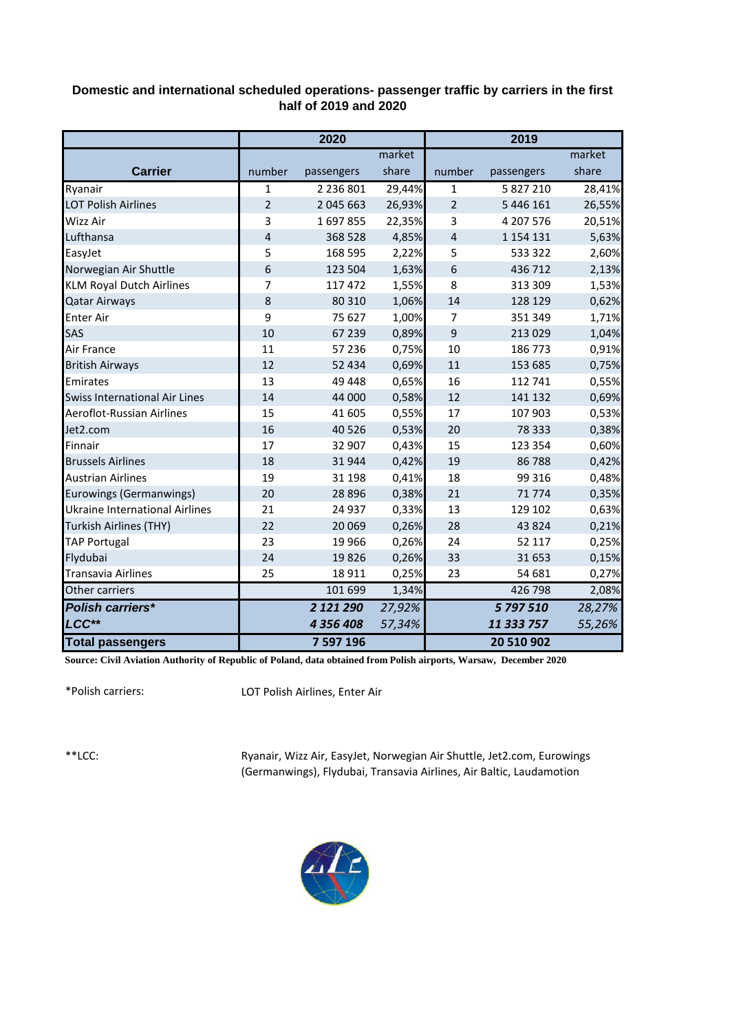**Domestic and international scheduled operations- passenger traffic by carriers in the first half of 2019 and 2020**

| Carrier | 2020 | | | 2019 | | |
|---|---|---|---|---|---|---|
| | number | passengers | market share | number | passengers | market share |
| Ryanair | 1 | 2 236 801 | 29,44% | 1 | 5 827 210 | 28,41% |
| LOT Polish Airlines | 2 | 2 045 663 | 26,93% | 2 | 5 446 161 | 26,55% |
| Wizz Air | 3 | 1 697 855 | 22,35% | 3 | 4 207 576 | 20,51% |
| Lufthansa | 4 | 368 528 | 4,85% | 4 | 1 154 131 | 5,63% |
| EasyJet | 5 | 168 595 | 2,22% | 5 | 533 322 | 2,60% |
| Norwegian Air Shuttle | 6 | 123 504 | 1,63% | 6 | 436 712 | 2,13% |
| KLM Royal Dutch Airlines | 7 | 117 472 | 1,55% | 8 | 313 309 | 1,53% |
| Qatar Airways | 8 | 80 310 | 1,06% | 14 | 128 129 | 0,62% |
| Enter Air | 9 | 75 627 | 1,00% | 7 | 351 349 | 1,71% |
| SAS | 10 | 67 239 | 0,89% | 9 | 213 029 | 1,04% |
| Air France | 11 | 57 236 | 0,75% | 10 | 186 773 | 0,91% |
| British Airways | 12 | 52 434 | 0,69% | 11 | 153 685 | 0,75% |
| Emirates | 13 | 49 448 | 0,65% | 16 | 112 741 | 0,55% |
| Swiss International Air Lines | 14 | 44 000 | 0,58% | 12 | 141 132 | 0,69% |
| Aeroflot-Russian Airlines | 15 | 41 605 | 0,55% | 17 | 107 903 | 0,53% |
| Jet2.com | 16 | 40 526 | 0,53% | 20 | 78 333 | 0,38% |
| Finnair | 17 | 32 907 | 0,43% | 15 | 123 354 | 0,60% |
| Brussels Airlines | 18 | 31 944 | 0,42% | 19 | 86 788 | 0,42% |
| Austrian Airlines | 19 | 31 198 | 0,41% | 18 | 99 316 | 0,48% |
| Eurowings (Germanwings) | 20 | 28 896 | 0,38% | 21 | 71 774 | 0,35% |
| Ukraine International Airlines | 21 | 24 937 | 0,33% | 13 | 129 102 | 0,63% |
| Turkish Airlines (THY) | 22 | 20 069 | 0,26% | 28 | 43 824 | 0,21% |
| TAP Portugal | 23 | 19 966 | 0,26% | 24 | 52 117 | 0,25% |
| Flydubai | 24 | 19 826 | 0,26% | 33 | 31 653 | 0,15% |
| Transavia Airlines | 25 | 18 911 | 0,25% | 23 | 54 681 | 0,27% |
| Other carriers | | 101 699 | 1,34% | | 426 798 | 2,08% |
| ***Polish carriers**** | | ***2 121 290*** | *27,92%* | | ***5 797 510*** | *28,27%* |
| ***LCC***** | | ***4 356 408*** | *57,34%* | | ***11 333 757*** | *55,26%* |
| **Total passengers** | | **7 597 196** | | | **20 510 902** | |

**Source: Civil Aviation Authority of Republic of Poland, data obtained from Polish airports, Warsaw, December 2020**

*Polish carriers: LOT Polish Airlines, Enter Air

**LCC: Ryanair, Wizz Air, EasyJet, Norwegian Air Shuttle, Jet2.com, Eurowings (Germanwings), Flydubai, Transavia Airlines, Air Baltic, Laudamotion